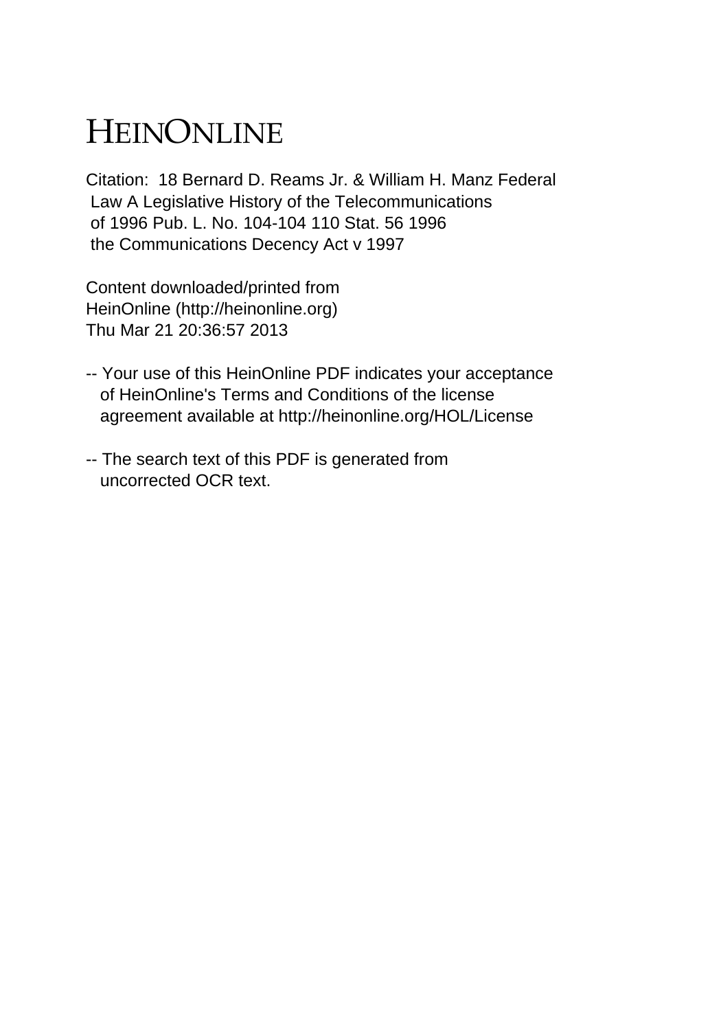# HEINONLINE

Citation: 18 Bernard D. Reams Jr. & William H. Manz Federal Law A Legislative History of the Telecommunications of 1996 Pub. L. No. 104-104 110 Stat. 56 1996 the Communications Decency Act v 1997

Content downloaded/printed from HeinOnline (http://heinonline.org)
Thu Mar 21 20:36:57 2013

-- Your use of this HeinOnline PDF indicates your acceptance of HeinOnline's Terms and Conditions of the license agreement available at http://heinonline.org/HOL/License

-- The search text of this PDF is generated from uncorrected OCR text.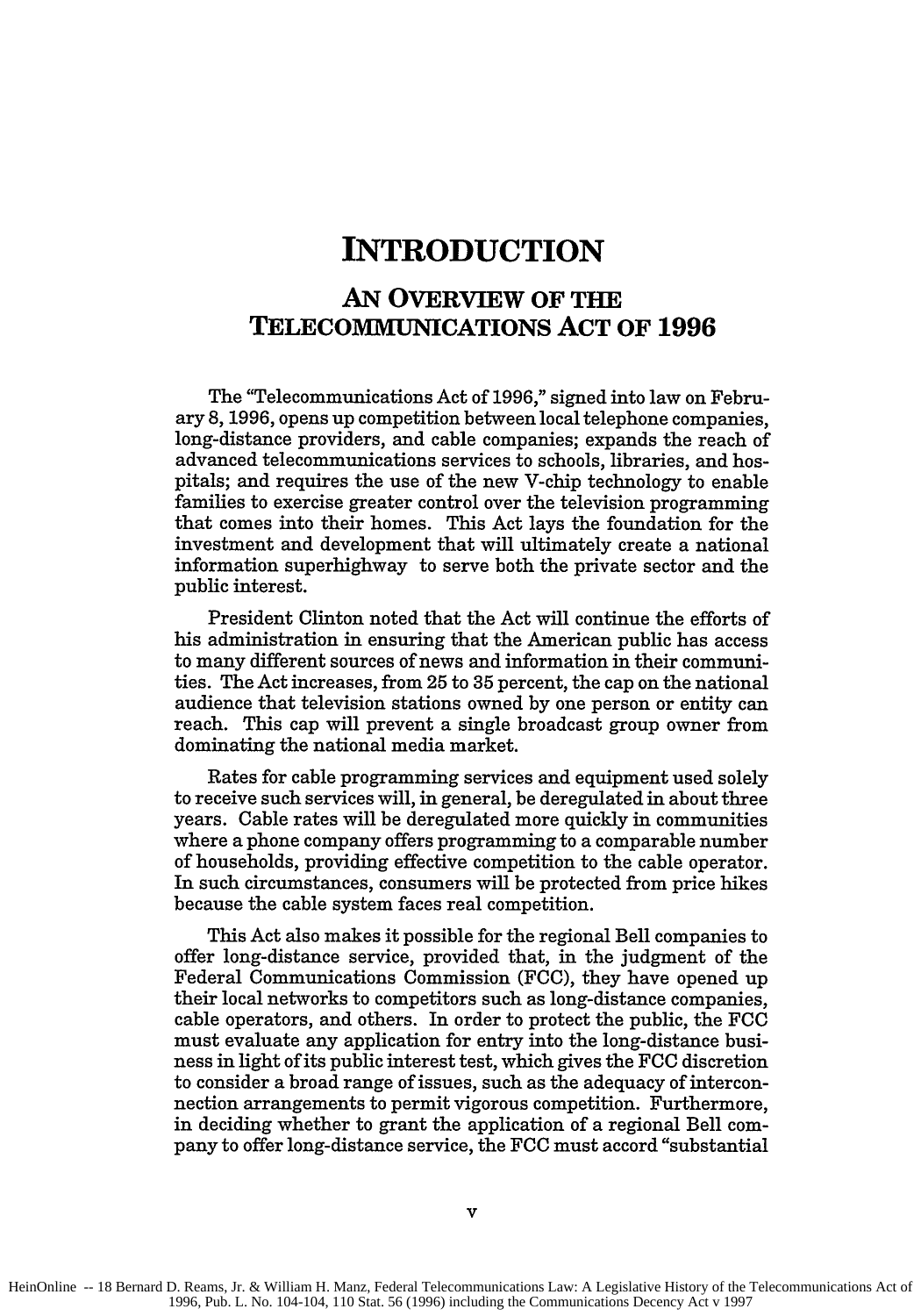# INTRODUCTION

## AN OVERVIEW OF THE TELECOMMUNICATIONS ACT OF 1996

The "Telecommunications Act of 1996," signed into law on February 8, 1996, opens up competition between local telephone companies, long-distance providers, and cable companies; expands the reach of advanced telecommunications services to schools, libraries, and hospitals; and requires the use of the new V-chip technology to enable families to exercise greater control over the television programming that comes into their homes. This Act lays the foundation for the investment and development that will ultimately create a national information superhighway to serve both the private sector and the public interest.

President Clinton noted that the Act will continue the efforts of his administration in ensuring that the American public has access to many different sources of news and information in their communities. The Act increases, from 25 to 35 percent, the cap on the national audience that television stations owned by one person or entity can reach. This cap will prevent a single broadcast group owner from dominating the national media market.

Rates for cable programming services and equipment used solely to receive such services will, in general, be deregulated in about three years. Cable rates will be deregulated more quickly in communities where a phone company offers programming to a comparable number of households, providing effective competition to the cable operator. In such circumstances, consumers will be protected from price hikes because the cable system faces real competition.

This Act also makes it possible for the regional Bell companies to offer long-distance service, provided that, in the judgment of the Federal Communications Commission (FCC), they have opened up their local networks to competitors such as long-distance companies, cable operators, and others. In order to protect the public, the FCC must evaluate any application for entry into the long-distance business in light of its public interest test, which gives the FCC discretion to consider a broad range of issues, such as the adequacy of interconnection arrangements to permit vigorous competition. Furthermore, in deciding whether to grant the application of a regional Bell company to offer long-distance service, the FCC must accord "substantial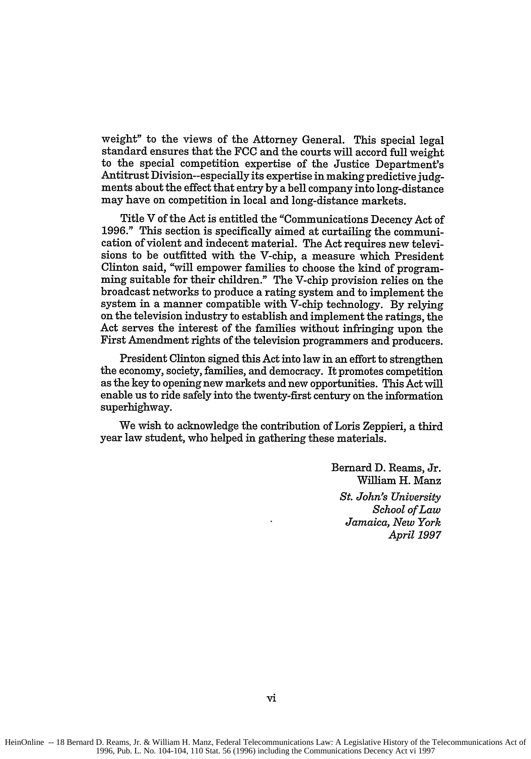weight" to the views of the Attorney General. This special legal standard ensures that the FCC and the courts will accord full weight to the special competition expertise of the Justice Department's Antitrust Division--especially its expertise in making predictive judgments about the effect that entry by a bell company into long-distance may have on competition in local and long-distance markets.

Title V of the Act is entitled the "Communications Decency Act of 1996." This section is specifically aimed at curtailing the communication of violent and indecent material. The Act requires new televisions to be outfitted with the V-chip, a measure which President Clinton said, "will empower families to choose the kind of programming suitable for their children." The V-chip provision relies on the broadcast networks to produce a rating system and to implement the system in a manner compatible with V-chip technology. By relying on the television industry to establish and implement the ratings, the Act serves the interest of the families without infringing upon the First Amendment rights of the television programmers and producers.

President Clinton signed this Act into law in an effort to strengthen the economy, society, families, and democracy. It promotes competition as the key to opening new markets and new opportunities. This Act will enable us to ride safely into the twenty-first century on the information superhighway.

We wish to acknowledge the contribution of Loris Zeppieri, a third year law student, who helped in gathering these materials.

Bernard D. Reams, Jr.
William H. Manz
*St. John's University*
*School of Law*
*Jamaica, New York*
*April 1997*